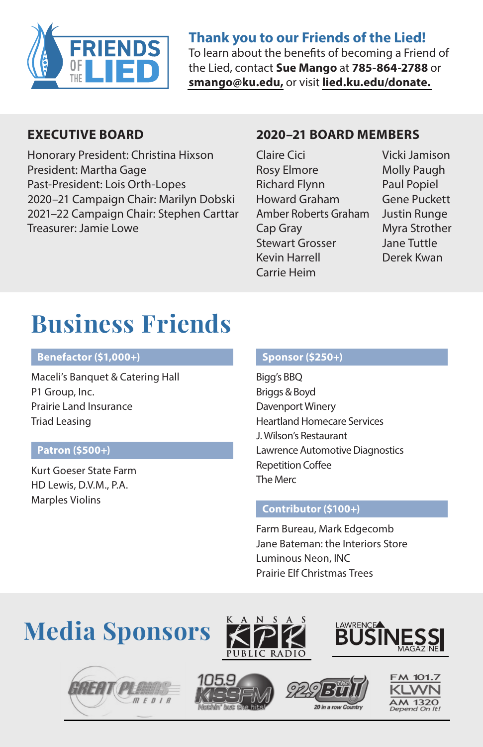**Thank you to our Friends of the Lied!**

To learn about the benefits of becoming a Friend of the Lied, contact **Sue Mango** at **785-864-2788** or **smango@ku.edu,** or visit **lied.ku.edu/donate.**

## EXECUTIVE BOARD

Honorary President: Christina Hixson
President: Martha Gage
Past-President: Lois Orth-Lopes
2020–21 Campaign Chair: Marilyn Dobski
2021–22 Campaign Chair: Stephen Carttar
Treasurer: Jamie Lowe

## 2020–21 BOARD MEMBERS

Claire Cici
Rosy Elmore
Richard Flynn
Howard Graham
Amber Roberts Graham
Cap Gray
Stewart Grosser
Kevin Harrell
Carrie Heim
Vicki Jamison
Molly Paugh
Paul Popiel
Gene Puckett
Justin Runge
Myra Strother
Jane Tuttle
Derek Kwan

# Business Friends

### Benefactor ($1,000+)

Maceli's Banquet & Catering Hall
P1 Group, Inc.
Prairie Land Insurance
Triad Leasing

### Patron ($500+)

Kurt Goeser State Farm
HD Lewis, D.V.M., P.A.
Marples Violins

### Sponsor ($250+)

Bigg's BBQ
Briggs & Boyd
Davenport Winery
Heartland Homecare Services
J. Wilson's Restaurant
Lawrence Automotive Diagnostics
Repetition Coffee
The Merc

### Contributor ($100+)

Farm Bureau, Mark Edgecomb
Jane Bateman: the Interiors Store
Luminous Neon, INC
Prairie Elf Christmas Trees

# Media Sponsors

Kansas KPR Public Radio
Lawrence Business Magazine
Great Plains Media
105.9 Kiss FM
92.9 The Bull
FM 101.7 KLWN AM 1320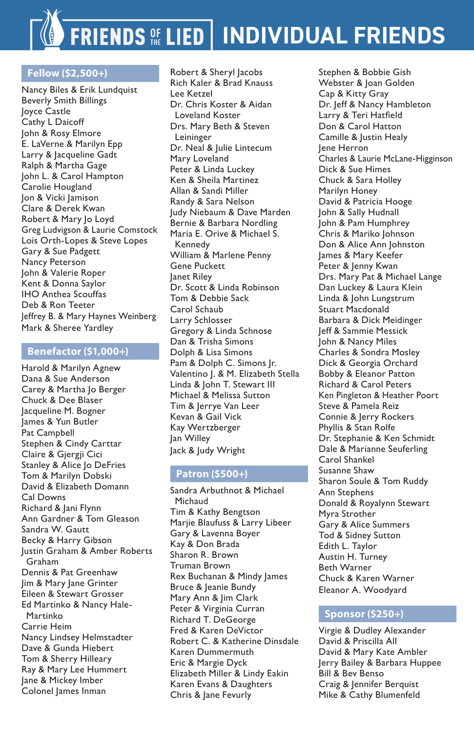# FRIENDS OF THE LIED | INDIVIDUAL FRIENDS

## Fellow ($2,500+)

Nancy Biles & Erik Lundquist
Beverly Smith Billings
Joyce Castle
Cathy L Daicoff
John & Rosy Elmore
E. LaVerne & Marilyn Epp
Larry & Jacqueline Gadt
Ralph & Martha Gage
John L. & Carol Hampton
Carolie Hougland
Jon & Vicki Jamison
Clare & Derek Kwan
Robert & Mary Jo Loyd
Greg Ludvigson & Laurie Comstock
Lois Orth-Lopes & Steve Lopes
Gary & Sue Padgett
Nancy Peterson
John & Valerie Roper
Kent & Donna Saylor
IHO Anthea Scouffas
Deb & Ron Teeter
Jeffrey B. & Mary Haynes Weinberg
Mark & Sheree Yardley

## Benefactor ($1,000+)

Harold & Marilyn Agnew
Dana & Sue Anderson
Carey & Martha Jo Berger
Chuck & Dee Blaser
Jacqueline M. Bogner
James & Yun Butler
Pat Campbell
Stephen & Cindy Carttar
Claire & Gjergji Cici
Stanley & Alice Jo DeFries
Tom & Marilyn Dobski
David & Elizabeth Domann
Cal Downs
Richard & Jani Flynn
Ann Gardner & Tom Gleason
Sandra W. Gautt
Becky & Harry Gibson
Justin Graham & Amber Roberts Graham
Dennis & Pat Greenhaw
Jim & Mary Jane Grinter
Eileen & Stewart Grosser
Ed Martinko & Nancy Hale-Martinko
Carrie Heim
Nancy Lindsey Helmstadter
Dave & Gunda Hiebert
Tom & Sherry Hilleary
Ray & Mary Lee Hummert
Jane & Mickey Imber
Colonel James Inman
Robert & Sheryl Jacobs
Rich Kaler & Brad Knauss
Lee Ketzel
Dr. Chris Koster & Aidan Loveland Koster
Drs. Mary Beth & Steven Leininger
Dr. Neal & Julie Lintecum
Mary Loveland
Peter & Linda Luckey
Ken & Sheila Martinez
Allan & Sandi Miller
Randy & Sara Nelson
Judy Niebaum & Dave Marden
Bernie & Barbara Nordling
Maria E. Orive & Michael S. Kennedy
William & Marlene Penny
Gene Puckett
Janet Riley
Dr. Scott & Linda Robinson
Tom & Debbie Sack
Carol Schaub
Larry Schlosser
Gregory & Linda Schnose
Dan & Trisha Simons
Dolph & Lisa Simons
Pam & Dolph C. Simons Jr.
Valentino J. & M. Elizabeth Stella
Linda & John T. Stewart III
Michael & Melissa Sutton
Tim & Jerrye Van Leer
Kevan & Gail Vick
Kay Wertzberger
Jan Willey
Jack & Judy Wright

## Patron ($500+)

Sandra Arbuthnot & Michael Michaud
Tim & Kathy Bengtson
Marjie Blaufuss & Larry Libeer
Gary & Lavenna Boyer
Kay & Don Brada
Sharon R. Brown
Truman Brown
Rex Buchanan & Mindy James
Bruce & Jeanie Bundy
Mary Ann & Jim Clark
Peter & Virginia Curran
Richard T. DeGeorge
Fred & Karen DeVictor
Robert C. & Katherine Dinsdale
Karen Dummermuth
Eric & Margie Dyck
Elizabeth Miller & Lindy Eakin
Karen Evans & Daughters
Chris & Jane Fevurly
Stephen & Bobbie Gish
Webster & Joan Golden
Cap & Kitty Gray
Dr. Jeff & Nancy Hambleton
Larry & Teri Hatfield
Don & Carol Hatton
Camille & Justin Healy
Jene Herron
Charles & Laurie McLane-Higginson
Dick & Sue Himes
Chuck & Sara Holley
Marilyn Honey
David & Patricia Hooge
John & Sally Hudnall
John & Pam Humphrey
Chris & Mariko Johnson
Don & Alice Ann Johnston
James & Mary Keefer
Peter & Jenny Kwan
Drs. Mary Pat & Michael Lange
Dan Luckey & Laura Klein
Linda & John Lungstrum
Stuart Macdonald
Barbara & Dick Meidinger
Jeff & Sammie Messick
John & Nancy Miles
Charles & Sondra Mosley
Dick & Georgia Orchard
Bobby & Eleanor Patton
Richard & Carol Peters
Ken Pingleton & Heather Poort
Steve & Pamela Reiz
Connie & Jerry Rockers
Phyllis & Stan Rolfe
Dr. Stephanie & Ken Schmidt
Dale & Marianne Seuferling
Carol Shankel
Susanne Shaw
Sharon Soule & Tom Ruddy
Ann Stephens
Donald & Royalynn Stewart
Myra Strother
Gary & Alice Summers
Tod & Sidney Sutton
Edith L. Taylor
Austin H. Turney
Beth Warner
Chuck & Karen Warner
Eleanor A. Woodyard

## Sponsor ($250+)

Virgie & Dudley Alexander
David & Priscilla All
David & Mary Kate Ambler
Jerry Bailey & Barbara Huppee
Bill & Bev Benso
Craig & Jennifer Berquist
Mike & Cathy Blumenfeld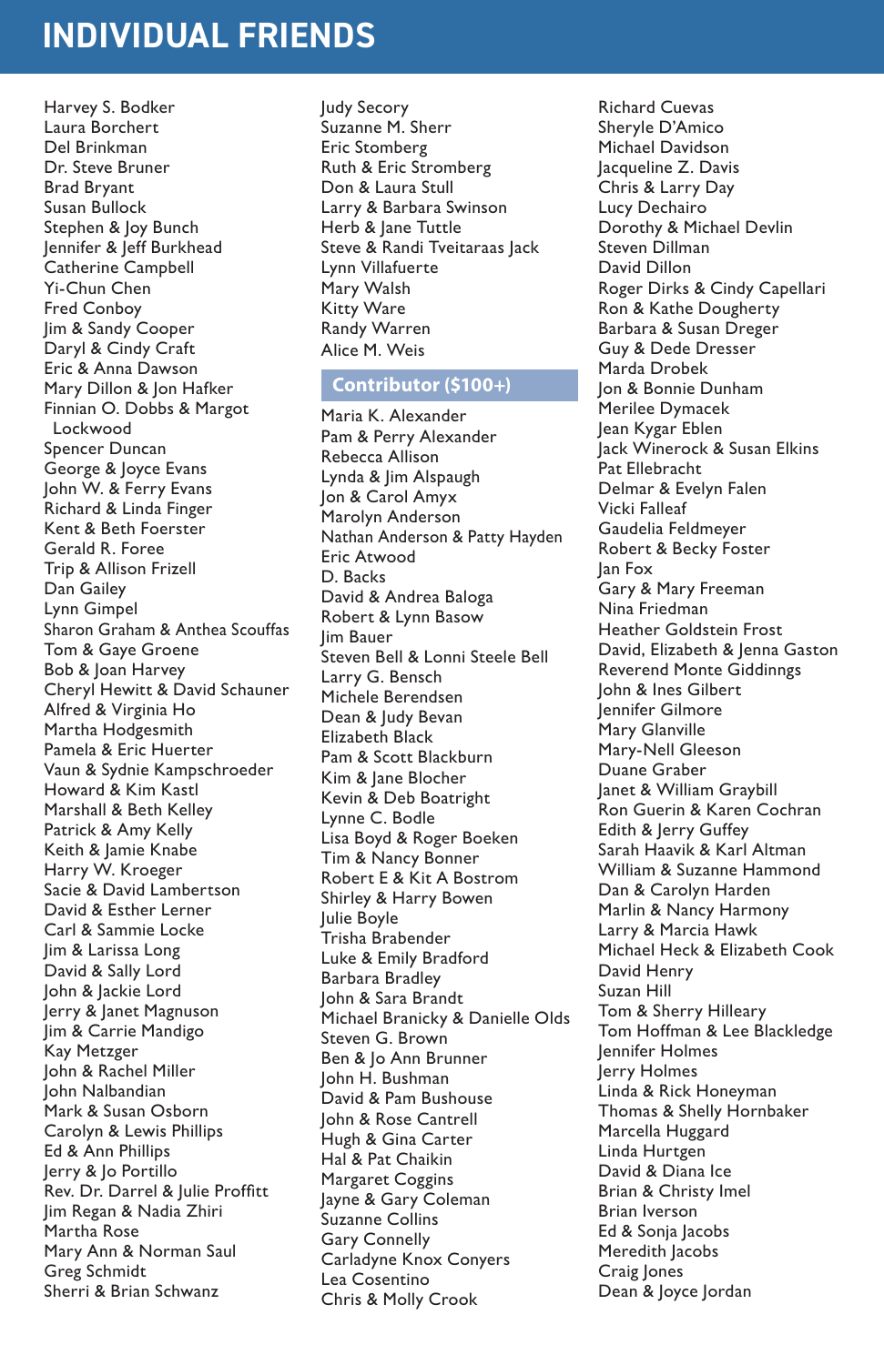# INDIVIDUAL FRIENDS

Harvey S. Bodker
Laura Borchert
Del Brinkman
Dr. Steve Bruner
Brad Bryant
Susan Bullock
Stephen & Joy Bunch
Jennifer & Jeff Burkhead
Catherine Campbell
Yi-Chun Chen
Fred Conboy
Jim & Sandy Cooper
Daryl & Cindy Craft
Eric & Anna Dawson
Mary Dillon & Jon Hafker
Finnian O. Dobbs & Margot Lockwood
Spencer Duncan
George & Joyce Evans
John W. & Ferry Evans
Richard & Linda Finger
Kent & Beth Foerster
Gerald R. Foree
Trip & Allison Frizell
Dan Gailey
Lynn Gimpel
Sharon Graham & Anthea Scouffas
Tom & Gaye Groene
Bob & Joan Harvey
Cheryl Hewitt & David Schauner
Alfred & Virginia Ho
Martha Hodgesmith
Pamela & Eric Huerter
Vaun & Sydnie Kampschroeder
Howard & Kim Kastl
Marshall & Beth Kelley
Patrick & Amy Kelly
Keith & Jamie Knabe
Harry W. Kroeger
Sacie & David Lambertson
David & Esther Lerner
Carl & Sammie Locke
Jim & Larissa Long
David & Sally Lord
John & Jackie Lord
Jerry & Janet Magnuson
Jim & Carrie Mandigo
Kay Metzger
John & Rachel Miller
John Nalbandian
Mark & Susan Osborn
Carolyn & Lewis Phillips
Ed & Ann Phillips
Jerry & Jo Portillo
Rev. Dr. Darrel & Julie Proffitt
Jim Regan & Nadia Zhiri
Martha Rose
Mary Ann & Norman Saul
Greg Schmidt
Sherri & Brian Schwanz
Judy Secory
Suzanne M. Sherr
Eric Stomberg
Ruth & Eric Stromberg
Don & Laura Stull
Larry & Barbara Swinson
Herb & Jane Tuttle
Steve & Randi Tveitaraas Jack
Lynn Villafuerte
Mary Walsh
Kitty Ware
Randy Warren
Alice M. Weis

## Contributor ($100+)

Maria K. Alexander
Pam & Perry Alexander
Rebecca Allison
Lynda & Jim Alspaugh
Jon & Carol Amyx
Marolyn Anderson
Nathan Anderson & Patty Hayden
Eric Atwood
D. Backs
David & Andrea Baloga
Robert & Lynn Basow
Jim Bauer
Steven Bell & Lonni Steele Bell
Larry G. Bensch
Michele Berendsen
Dean & Judy Bevan
Elizabeth Black
Pam & Scott Blackburn
Kim & Jane Blocher
Kevin & Deb Boatright
Lynne C. Bodle
Lisa Boyd & Roger Boeken
Tim & Nancy Bonner
Robert E & Kit A Bostrom
Shirley & Harry Bowen
Julie Boyle
Trisha Brabender
Luke & Emily Bradford
Barbara Bradley
John & Sara Brandt
Michael Branicky & Danielle Olds
Steven G. Brown
Ben & Jo Ann Brunner
John H. Bushman
David & Pam Bushouse
John & Rose Cantrell
Hugh & Gina Carter
Hal & Pat Chaikin
Margaret Coggins
Jayne & Gary Coleman
Suzanne Collins
Gary Connelly
Carladyne Knox Conyers
Lea Cosentino
Chris & Molly Crook
Richard Cuevas
Sheryle D'Amico
Michael Davidson
Jacqueline Z. Davis
Chris & Larry Day
Lucy Dechairo
Dorothy & Michael Devlin
Steven Dillman
David Dillon
Roger Dirks & Cindy Capellari
Ron & Kathe Dougherty
Barbara & Susan Dreger
Guy & Dede Dresser
Marda Drobek
Jon & Bonnie Dunham
Merilee Dymacek
Jean Kygar Eblen
Jack Winerock & Susan Elkins
Pat Ellebracht
Delmar & Evelyn Falen
Vicki Falleaf
Gaudelia Feldmeyer
Robert & Becky Foster
Jan Fox
Gary & Mary Freeman
Nina Friedman
Heather Goldstein Frost
David, Elizabeth & Jenna Gaston
Reverend Monte Giddinngs
John & Ines Gilbert
Jennifer Gilmore
Mary Glanville
Mary-Nell Gleeson
Duane Graber
Janet & William Graybill
Ron Guerin & Karen Cochran
Edith & Jerry Guffey
Sarah Haavik & Karl Altman
William & Suzanne Hammond
Dan & Carolyn Harden
Marlin & Nancy Harmony
Larry & Marcia Hawk
Michael Heck & Elizabeth Cook
David Henry
Suzan Hill
Tom & Sherry Hilleary
Tom Hoffman & Lee Blackledge
Jennifer Holmes
Jerry Holmes
Linda & Rick Honeyman
Thomas & Shelly Hornbaker
Marcella Huggard
Linda Hurtgen
David & Diana Ice
Brian & Christy Imel
Brian Iverson
Ed & Sonja Jacobs
Meredith Jacobs
Craig Jones
Dean & Joyce Jordan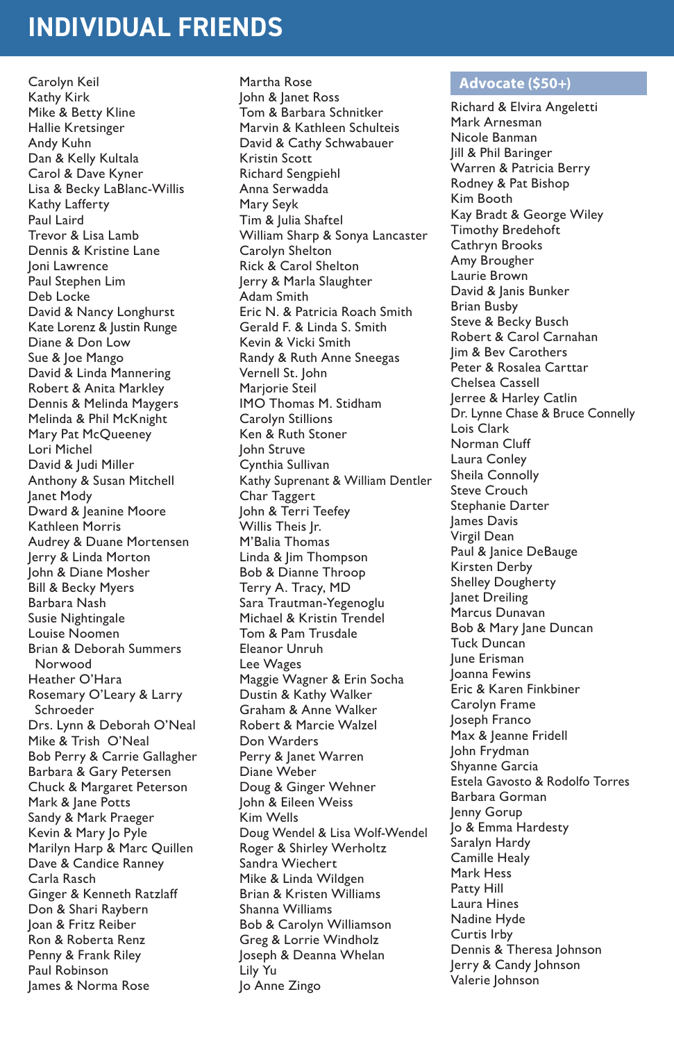# INDIVIDUAL FRIENDS

Carolyn Keil
Kathy Kirk
Mike & Betty Kline
Hallie Kretsinger
Andy Kuhn
Dan & Kelly Kultala
Carol & Dave Kyner
Lisa & Becky LaBlanc-Willis
Kathy Lafferty
Paul Laird
Trevor & Lisa Lamb
Dennis & Kristine Lane
Joni Lawrence
Paul Stephen Lim
Deb Locke
David & Nancy Longhurst
Kate Lorenz & Justin Runge
Diane & Don Low
Sue & Joe Mango
David & Linda Mannering
Robert & Anita Markley
Dennis & Melinda Maygers
Melinda & Phil McKnight
Mary Pat McQueeney
Lori Michel
David & Judi Miller
Anthony & Susan Mitchell
Janet Mody
Dward & Jeanine Moore
Kathleen Morris
Audrey & Duane Mortensen
Jerry & Linda Morton
John & Diane Mosher
Bill & Becky Myers
Barbara Nash
Susie Nightingale
Louise Noomen
Brian & Deborah Summers Norwood
Heather O'Hara
Rosemary O'Leary & Larry Schroeder
Drs. Lynn & Deborah O'Neal
Mike & Trish O'Neal
Bob Perry & Carrie Gallagher
Barbara & Gary Petersen
Chuck & Margaret Peterson
Mark & Jane Potts
Sandy & Mark Praeger
Kevin & Mary Jo Pyle
Marilyn Harp & Marc Quillen
Dave & Candice Ranney
Carla Rasch
Ginger & Kenneth Ratzlaff
Don & Shari Raybern
Joan & Fritz Reiber
Ron & Roberta Renz
Penny & Frank Riley
Paul Robinson
James & Norma Rose
Martha Rose
John & Janet Ross
Tom & Barbara Schnitker
Marvin & Kathleen Schulteis
David & Cathy Schwabauer
Kristin Scott
Richard Sengpiehl
Anna Serwadda
Mary Seyk
Tim & Julia Shaftel
William Sharp & Sonya Lancaster
Carolyn Shelton
Rick & Carol Shelton
Jerry & Marla Slaughter
Adam Smith
Eric N. & Patricia Roach Smith
Gerald F. & Linda S. Smith
Kevin & Vicki Smith
Randy & Ruth Anne Sneegas
Vernell St. John
Marjorie Steil
IMO Thomas M. Stidham
Carolyn Stillions
Ken & Ruth Stoner
John Struve
Cynthia Sullivan
Kathy Suprenant & William Dentler
Char Taggert
John & Terri Teefey
Willis Theis Jr.
M'Balia Thomas
Linda & Jim Thompson
Bob & Dianne Throop
Terry A. Tracy, MD
Sara Trautman-Yegenoglu
Michael & Kristin Trendel
Tom & Pam Trusdale
Eleanor Unruh
Lee Wages
Maggie Wagner & Erin Socha
Dustin & Kathy Walker
Graham & Anne Walker
Robert & Marcie Walzel
Don Warders
Perry & Janet Warren
Diane Weber
Doug & Ginger Wehner
John & Eileen Weiss
Kim Wells
Doug Wendel & Lisa Wolf-Wendel
Roger & Shirley Werholtz
Sandra Wiechert
Mike & Linda Wildgen
Brian & Kristen Williams
Shanna Williams
Bob & Carolyn Williamson
Greg & Lorrie Windholz
Joseph & Deanna Whelan
Lily Yu
Jo Anne Zingo

## Advocate ($50+)

Richard & Elvira Angeletti
Mark Arnesman
Nicole Banman
Jill & Phil Baringer
Warren & Patricia Berry
Rodney & Pat Bishop
Kim Booth
Kay Bradt & George Wiley
Timothy Bredehoft
Cathryn Brooks
Amy Brougher
Laurie Brown
David & Janis Bunker
Brian Busby
Steve & Becky Busch
Robert & Carol Carnahan
Jim & Bev Carothers
Peter & Rosalea Carttar
Chelsea Cassell
Jerree & Harley Catlin
Dr. Lynne Chase & Bruce Connelly
Lois Clark
Norman Cluff
Laura Conley
Sheila Connolly
Steve Crouch
Stephanie Darter
James Davis
Virgil Dean
Paul & Janice DeBauge
Kirsten Derby
Shelley Dougherty
Janet Dreiling
Marcus Dunavan
Bob & Mary Jane Duncan
Tuck Duncan
June Erisman
Joanna Fewins
Eric & Karen Finkbiner
Carolyn Frame
Joseph Franco
Max & Jeanne Fridell
John Frydman
Shyanne Garcia
Estela Gavosto & Rodolfo Torres
Barbara Gorman
Jenny Gorup
Jo & Emma Hardesty
Saralyn Hardy
Camille Healy
Mark Hess
Patty Hill
Laura Hines
Nadine Hyde
Curtis Irby
Dennis & Theresa Johnson
Jerry & Candy Johnson
Valerie Johnson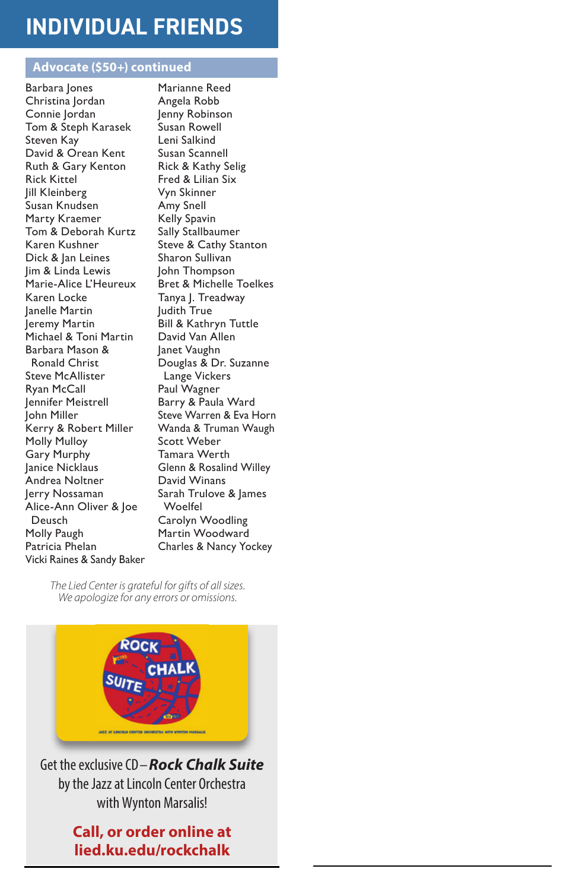# INDIVIDUAL FRIENDS

## Advocate ($50+) continued

Barbara Jones
Christina Jordan
Connie Jordan
Tom & Steph Karasek
Steven Kay
David & Orean Kent
Ruth & Gary Kenton
Rick Kittel
Jill Kleinberg
Susan Knudsen
Marty Kraemer
Tom & Deborah Kurtz
Karen Kushner
Dick & Jan Leines
Jim & Linda Lewis
Marie-Alice L'Heureux
Karen Locke
Janelle Martin
Jeremy Martin
Michael & Toni Martin
Barbara Mason & Ronald Christ
Steve McAllister
Ryan McCall
Jennifer Meistrell
John Miller
Kerry & Robert Miller
Molly Mulloy
Gary Murphy
Janice Nicklaus
Andrea Noltner
Jerry Nossaman
Alice-Ann Oliver & Joe Deusch
Molly Paugh
Patricia Phelan
Vicki Raines & Sandy Baker
Marianne Reed
Angela Robb
Jenny Robinson
Susan Rowell
Leni Salkind
Susan Scannell
Rick & Kathy Selig
Fred & Lilian Six
Vyn Skinner
Amy Snell
Kelly Spavin
Sally Stallbaumer
Steve & Cathy Stanton
Sharon Sullivan
John Thompson
Bret & Michelle Toelkes
Tanya J. Treadway
Judith True
Bill & Kathryn Tuttle
David Van Allen
Janet Vaughn
Douglas & Dr. Suzanne Lange Vickers
Paul Wagner
Barry & Paula Ward
Steve Warren & Eva Horn
Wanda & Truman Waugh
Scott Weber
Tamara Werth
Glenn & Rosalind Willey
David Winans
Sarah Trulove & James Woelfel
Carolyn Woodling
Martin Woodward
Charles & Nancy Yockey

*The Lied Center is grateful for gifts of all sizes.*
*We apologize for any errors or omissions.*

Get the exclusive CD – ***Rock Chalk Suite*** by the Jazz at Lincoln Center Orchestra with Wynton Marsalis!

**Call, or order online at lied.ku.edu/rockchalk**